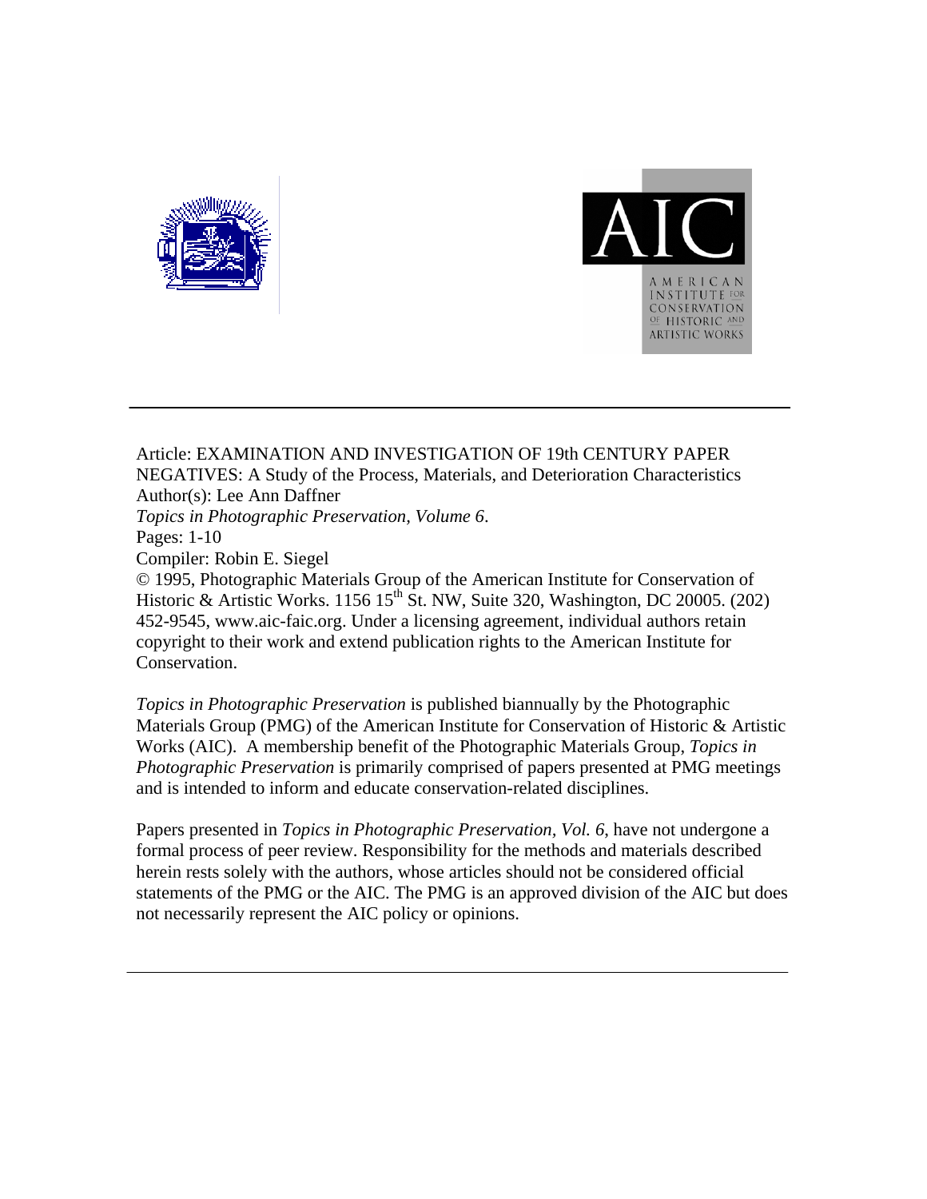Article: EXAMINATION AND INVESTIGATION OF 19th CENTURY PAPER NEGATIVES: A Study of the Process, Materials, and Deterioration Characteristics
Author(s): Lee Ann Daffner
*Topics in Photographic Preservation, Volume 6*.
Pages: 1-10
Compiler: Robin E. Siegel
© 1995, Photographic Materials Group of the American Institute for Conservation of Historic & Artistic Works. 1156 15th St. NW, Suite 320, Washington, DC 20005. (202) 452-9545, www.aic-faic.org. Under a licensing agreement, individual authors retain copyright to their work and extend publication rights to the American Institute for Conservation.

*Topics in Photographic Preservation* is published biannually by the Photographic Materials Group (PMG) of the American Institute for Conservation of Historic & Artistic Works (AIC). A membership benefit of the Photographic Materials Group, *Topics in Photographic Preservation* is primarily comprised of papers presented at PMG meetings and is intended to inform and educate conservation-related disciplines.

Papers presented in *Topics in Photographic Preservation, Vol. 6*, have not undergone a formal process of peer review. Responsibility for the methods and materials described herein rests solely with the authors, whose articles should not be considered official statements of the PMG or the AIC. The PMG is an approved division of the AIC but does not necessarily represent the AIC policy or opinions.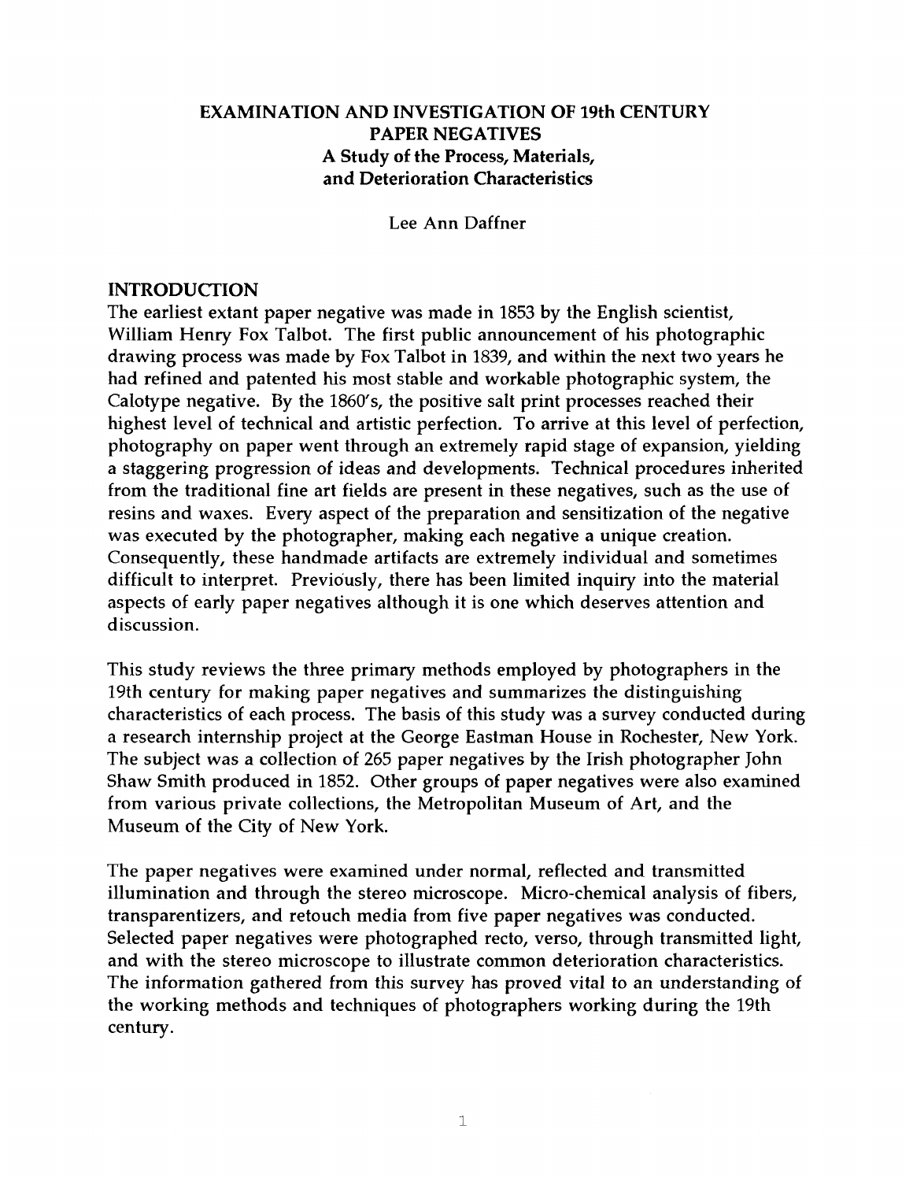# EXAMINATION AND INVESTIGATION OF 19th CENTURY PAPER NEGATIVES

## A Study of the Process, Materials, and Deterioration Characteristics

Lee Ann Daffner

## INTRODUCTION

The earliest extant paper negative was made in 1853 by the English scientist, William Henry Fox Talbot. The first public announcement of his photographic drawing process was made by Fox Talbot in 1839, and within the next two years he had refined and patented his most stable and workable photographic system, the Calotype negative. By the 1860's, the positive salt print processes reached their highest level of technical and artistic perfection. To arrive at this level of perfection, photography on paper went through an extremely rapid stage of expansion, yielding a staggering progression of ideas and developments. Technical procedures inherited from the traditional fine art fields are present in these negatives, such as the use of resins and waxes. Every aspect of the preparation and sensitization of the negative was executed by the photographer, making each negative a unique creation. Consequently, these handmade artifacts are extremely individual and sometimes difficult to interpret. Previously, there has been limited inquiry into the material aspects of early paper negatives although it is one which deserves attention and discussion.

This study reviews the three primary methods employed by photographers in the 19th century for making paper negatives and summarizes the distinguishing characteristics of each process. The basis of this study was a survey conducted during a research internship project at the George Eastman House in Rochester, New York. The subject was a collection of 265 paper negatives by the Irish photographer John Shaw Smith produced in 1852. Other groups of paper negatives were also examined from various private collections, the Metropolitan Museum of Art, and the Museum of the City of New York.

The paper negatives were examined under normal, reflected and transmitted illumination and through the stereo microscope. Micro-chemical analysis of fibers, transparentizers, and retouch media from five paper negatives was conducted. Selected paper negatives were photographed recto, verso, through transmitted light, and with the stereo microscope to illustrate common deterioration characteristics. The information gathered from this survey has proved vital to an understanding of the working methods and techniques of photographers working during the 19th century.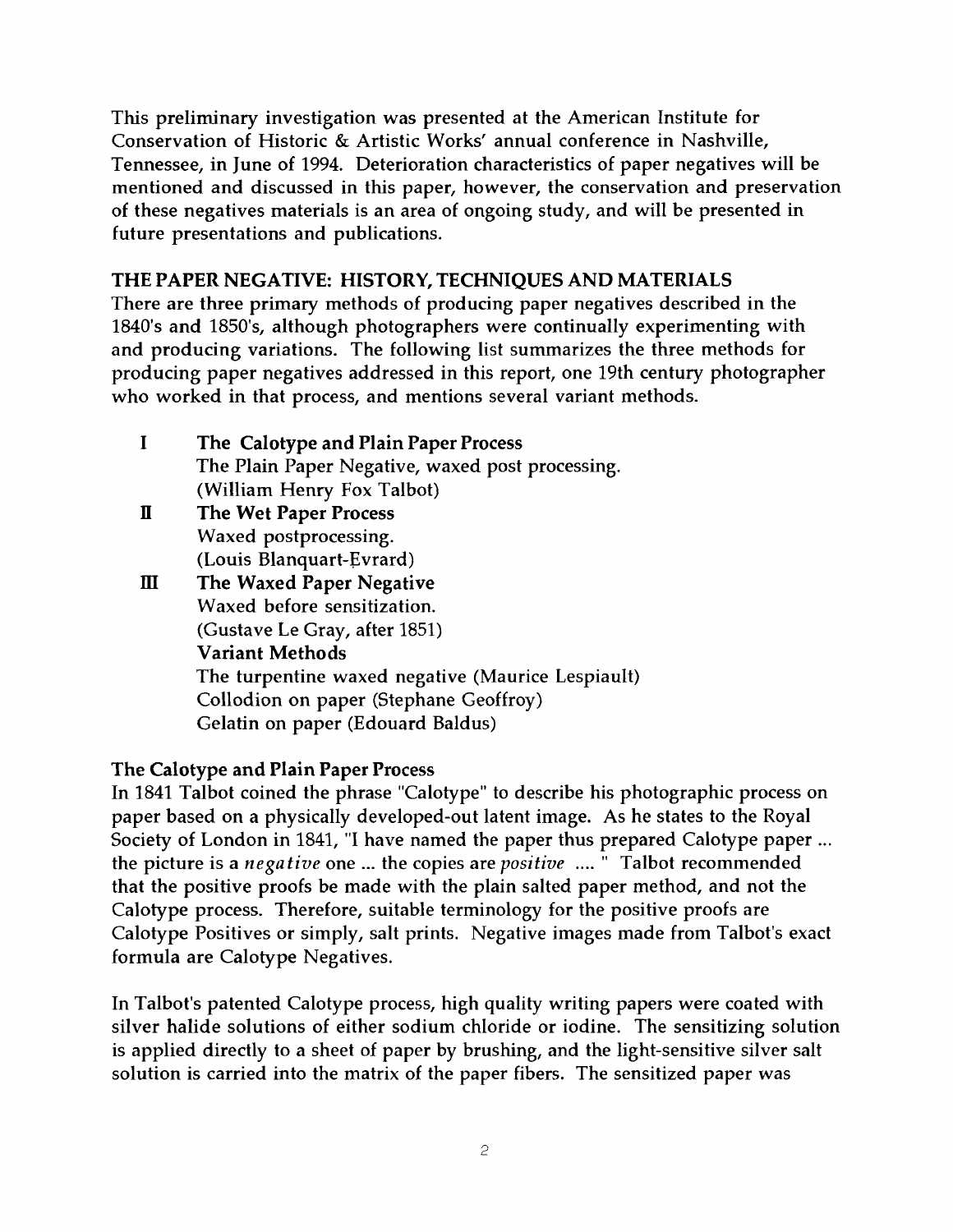This preliminary investigation was presented at the American Institute for Conservation of Historic & Artistic Works' annual conference in Nashville, Tennessee, in June of 1994. Deterioration characteristics of paper negatives will be mentioned and discussed in this paper, however, the conservation and preservation of these negatives materials is an area of ongoing study, and will be presented in future presentations and publications.

## THE PAPER NEGATIVE: HISTORY, TECHNIQUES AND MATERIALS

There are three primary methods of producing paper negatives described in the 1840's and 1850's, although photographers were continually experimenting with and producing variations. The following list summarizes the three methods for producing paper negatives addressed in this report, one 19th century photographer who worked in that process, and mentions several variant methods.

I **The Calotype and Plain Paper Process**
The Plain Paper Negative, waxed post processing.
(William Henry Fox Talbot)

II **The Wet Paper Process**
Waxed postprocessing.
(Louis Blanquart-Evrard)

III **The Waxed Paper Negative**
Waxed before sensitization.
(Gustave Le Gray, after 1851)
**Variant Methods**
The turpentine waxed negative (Maurice Lespiault)
Collodion on paper (Stephane Geoffroy)
Gelatin on paper (Edouard Baldus)

### The Calotype and Plain Paper Process

In 1841 Talbot coined the phrase "Calotype" to describe his photographic process on paper based on a physically developed-out latent image. As he states to the Royal Society of London in 1841, "I have named the paper thus prepared Calotype paper ... the picture is a *negative* one ... the copies are *positive* .... " Talbot recommended that the positive proofs be made with the plain salted paper method, and not the Calotype process. Therefore, suitable terminology for the positive proofs are Calotype Positives or simply, salt prints. Negative images made from Talbot's exact formula are Calotype Negatives.

In Talbot's patented Calotype process, high quality writing papers were coated with silver halide solutions of either sodium chloride or iodine. The sensitizing solution is applied directly to a sheet of paper by brushing, and the light-sensitive silver salt solution is carried into the matrix of the paper fibers. The sensitized paper was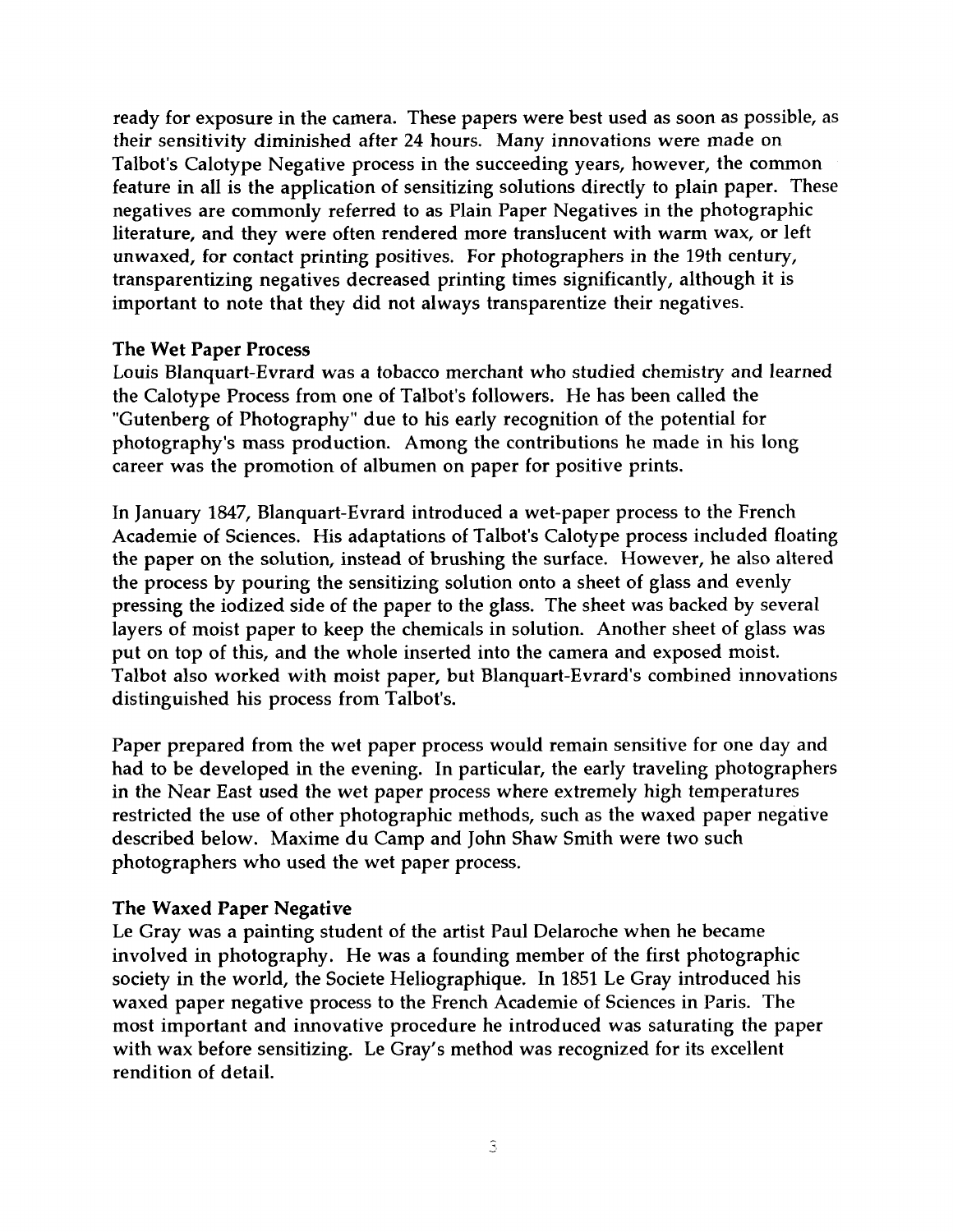ready for exposure in the camera. These papers were best used as soon as possible, as their sensitivity diminished after 24 hours. Many innovations were made on Talbot's Calotype Negative process in the succeeding years, however, the common feature in all is the application of sensitizing solutions directly to plain paper. These negatives are commonly referred to as Plain Paper Negatives in the photographic literature, and they were often rendered more translucent with warm wax, or left unwaxed, for contact printing positives. For photographers in the 19th century, transparentizing negatives decreased printing times significantly, although it is important to note that they did not always transparentize their negatives.

**The Wet Paper Process**

Louis Blanquart-Evrard was a tobacco merchant who studied chemistry and learned the Calotype Process from one of Talbot's followers. He has been called the "Gutenberg of Photography" due to his early recognition of the potential for photography's mass production. Among the contributions he made in his long career was the promotion of albumen on paper for positive prints.

In January 1847, Blanquart-Evrard introduced a wet-paper process to the French Academie of Sciences. His adaptations of Talbot's Calotype process included floating the paper on the solution, instead of brushing the surface. However, he also altered the process by pouring the sensitizing solution onto a sheet of glass and evenly pressing the iodized side of the paper to the glass. The sheet was backed by several layers of moist paper to keep the chemicals in solution. Another sheet of glass was put on top of this, and the whole inserted into the camera and exposed moist. Talbot also worked with moist paper, but Blanquart-Evrard's combined innovations distinguished his process from Talbot's.

Paper prepared from the wet paper process would remain sensitive for one day and had to be developed in the evening. In particular, the early traveling photographers in the Near East used the wet paper process where extremely high temperatures restricted the use of other photographic methods, such as the waxed paper negative described below. Maxime du Camp and John Shaw Smith were two such photographers who used the wet paper process.

**The Waxed Paper Negative**

Le Gray was a painting student of the artist Paul Delaroche when he became involved in photography. He was a founding member of the first photographic society in the world, the Societe Heliographique. In 1851 Le Gray introduced his waxed paper negative process to the French Academie of Sciences in Paris. The most important and innovative procedure he introduced was saturating the paper with wax before sensitizing. Le Gray's method was recognized for its excellent rendition of detail.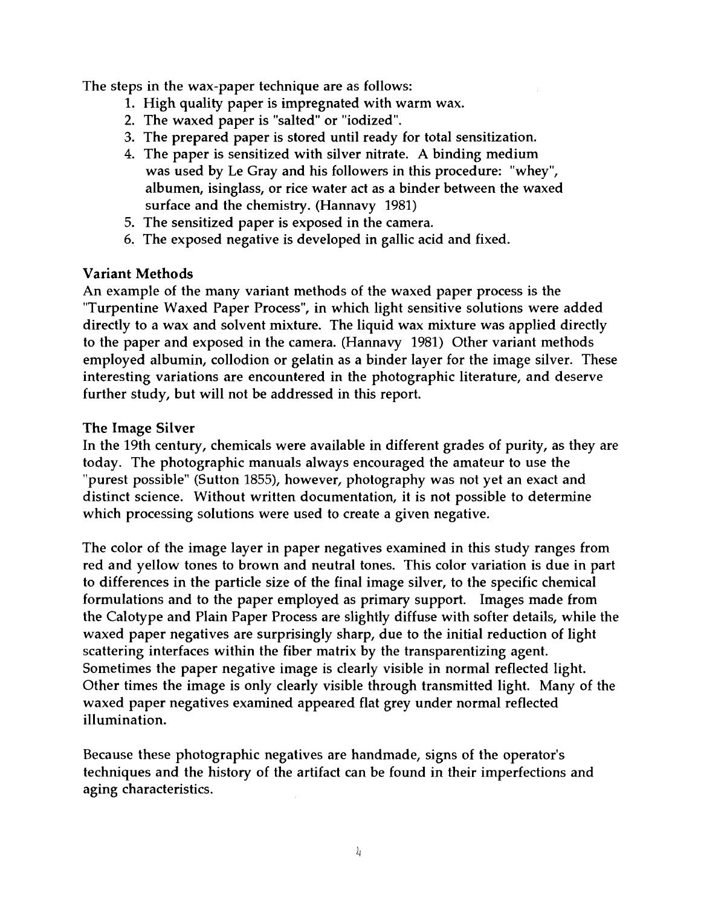The steps in the wax-paper technique are as follows:

1. High quality paper is impregnated with warm wax.
2. The waxed paper is "salted" or "iodized".
3. The prepared paper is stored until ready for total sensitization.
4. The paper is sensitized with silver nitrate. A binding medium was used by Le Gray and his followers in this procedure: "whey", albumen, isinglass, or rice water act as a binder between the waxed surface and the chemistry. (Hannavy 1981)
5. The sensitized paper is exposed in the camera.
6. The exposed negative is developed in gallic acid and fixed.

### Variant Methods

An example of the many variant methods of the waxed paper process is the "Turpentine Waxed Paper Process", in which light sensitive solutions were added directly to a wax and solvent mixture. The liquid wax mixture was applied directly to the paper and exposed in the camera. (Hannavy 1981) Other variant methods employed albumin, collodion or gelatin as a binder layer for the image silver. These interesting variations are encountered in the photographic literature, and deserve further study, but will not be addressed in this report.

### The Image Silver

In the 19th century, chemicals were available in different grades of purity, as they are today. The photographic manuals always encouraged the amateur to use the "purest possible" (Sutton 1855), however, photography was not yet an exact and distinct science. Without written documentation, it is not possible to determine which processing solutions were used to create a given negative.

The color of the image layer in paper negatives examined in this study ranges from red and yellow tones to brown and neutral tones. This color variation is due in part to differences in the particle size of the final image silver, to the specific chemical formulations and to the paper employed as primary support. Images made from the Calotype and Plain Paper Process are slightly diffuse with softer details, while the waxed paper negatives are surprisingly sharp, due to the initial reduction of light scattering interfaces within the fiber matrix by the transparentizing agent. Sometimes the paper negative image is clearly visible in normal reflected light. Other times the image is only clearly visible through transmitted light. Many of the waxed paper negatives examined appeared flat grey under normal reflected illumination.

Because these photographic negatives are handmade, signs of the operator's techniques and the history of the artifact can be found in their imperfections and aging characteristics.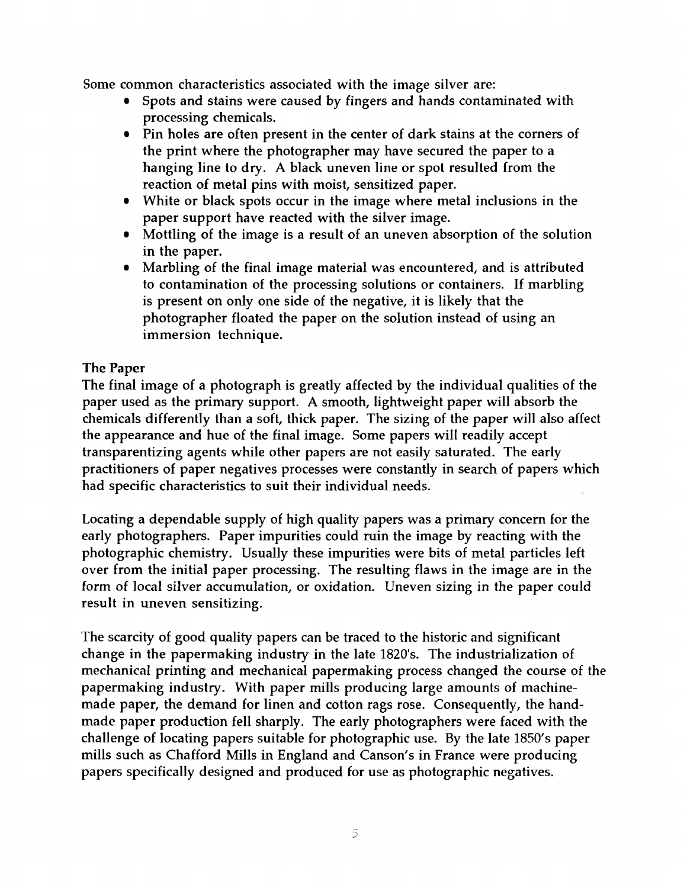Some common characteristics associated with the image silver are:

- Spots and stains were caused by fingers and hands contaminated with processing chemicals.
- Pin holes are often present in the center of dark stains at the corners of the print where the photographer may have secured the paper to a hanging line to dry. A black uneven line or spot resulted from the reaction of metal pins with moist, sensitized paper.
- White or black spots occur in the image where metal inclusions in the paper support have reacted with the silver image.
- Mottling of the image is a result of an uneven absorption of the solution in the paper.
- Marbling of the final image material was encountered, and is attributed to contamination of the processing solutions or containers. If marbling is present on only one side of the negative, it is likely that the photographer floated the paper on the solution instead of using an immersion technique.

**The Paper**

The final image of a photograph is greatly affected by the individual qualities of the paper used as the primary support. A smooth, lightweight paper will absorb the chemicals differently than a soft, thick paper. The sizing of the paper will also affect the appearance and hue of the final image. Some papers will readily accept transparentizing agents while other papers are not easily saturated. The early practitioners of paper negatives processes were constantly in search of papers which had specific characteristics to suit their individual needs.

Locating a dependable supply of high quality papers was a primary concern for the early photographers. Paper impurities could ruin the image by reacting with the photographic chemistry. Usually these impurities were bits of metal particles left over from the initial paper processing. The resulting flaws in the image are in the form of local silver accumulation, or oxidation. Uneven sizing in the paper could result in uneven sensitizing.

The scarcity of good quality papers can be traced to the historic and significant change in the papermaking industry in the late 1820's. The industrialization of mechanical printing and mechanical papermaking process changed the course of the papermaking industry. With paper mills producing large amounts of machine-made paper, the demand for linen and cotton rags rose. Consequently, the hand-made paper production fell sharply. The early photographers were faced with the challenge of locating papers suitable for photographic use. By the late 1850's paper mills such as Chafford Mills in England and Canson's in France were producing papers specifically designed and produced for use as photographic negatives.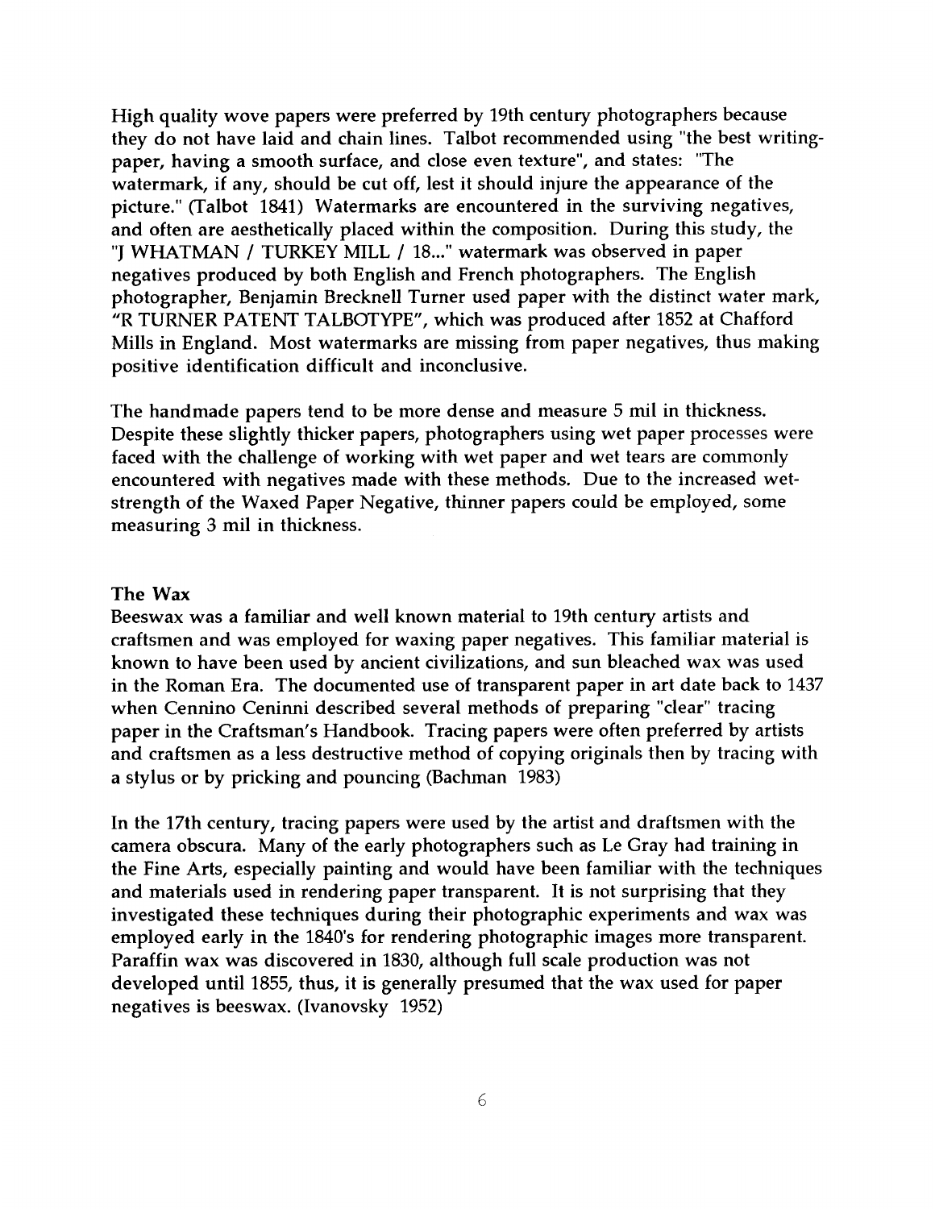High quality wove papers were preferred by 19th century photographers because they do not have laid and chain lines. Talbot recommended using "the best writing-paper, having a smooth surface, and close even texture", and states: "The watermark, if any, should be cut off, lest it should injure the appearance of the picture." (Talbot 1841) Watermarks are encountered in the surviving negatives, and often are aesthetically placed within the composition. During this study, the "J WHATMAN / TURKEY MILL / 18..." watermark was observed in paper negatives produced by both English and French photographers. The English photographer, Benjamin Brecknell Turner used paper with the distinct water mark, "R TURNER PATENT TALBOTYPE", which was produced after 1852 at Chafford Mills in England. Most watermarks are missing from paper negatives, thus making positive identification difficult and inconclusive.

The handmade papers tend to be more dense and measure 5 mil in thickness. Despite these slightly thicker papers, photographers using wet paper processes were faced with the challenge of working with wet paper and wet tears are commonly encountered with negatives made with these methods. Due to the increased wet-strength of the Waxed Paper Negative, thinner papers could be employed, some measuring 3 mil in thickness.

### The Wax

Beeswax was a familiar and well known material to 19th century artists and craftsmen and was employed for waxing paper negatives. This familiar material is known to have been used by ancient civilizations, and sun bleached wax was used in the Roman Era. The documented use of transparent paper in art date back to 1437 when Cennino Ceninni described several methods of preparing "clear" tracing paper in the Craftsman's Handbook. Tracing papers were often preferred by artists and craftsmen as a less destructive method of copying originals then by tracing with a stylus or by pricking and pouncing (Bachman 1983)

In the 17th century, tracing papers were used by the artist and draftsmen with the camera obscura. Many of the early photographers such as Le Gray had training in the Fine Arts, especially painting and would have been familiar with the techniques and materials used in rendering paper transparent. It is not surprising that they investigated these techniques during their photographic experiments and wax was employed early in the 1840's for rendering photographic images more transparent. Paraffin wax was discovered in 1830, although full scale production was not developed until 1855, thus, it is generally presumed that the wax used for paper negatives is beeswax. (Ivanovsky 1952)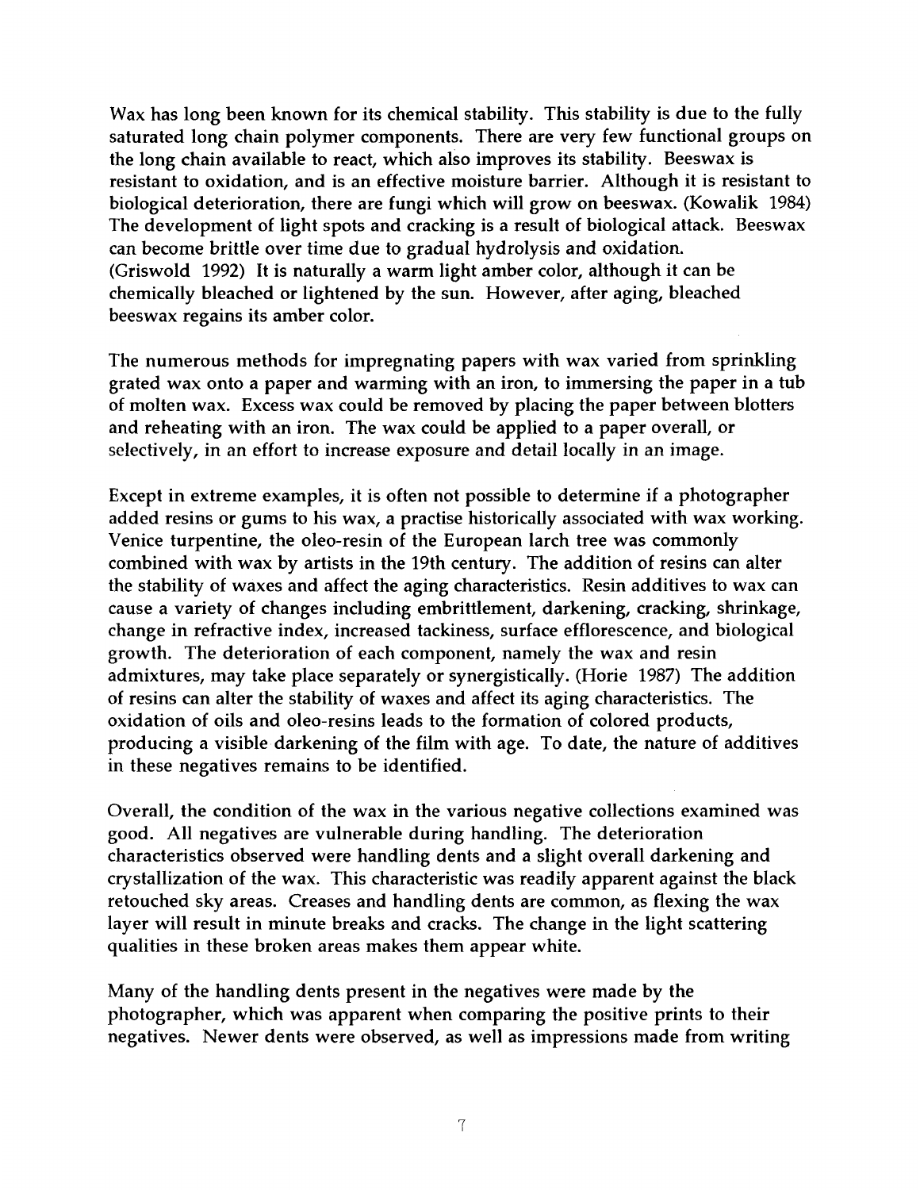Wax has long been known for its chemical stability. This stability is due to the fully saturated long chain polymer components. There are very few functional groups on the long chain available to react, which also improves its stability. Beeswax is resistant to oxidation, and is an effective moisture barrier. Although it is resistant to biological deterioration, there are fungi which will grow on beeswax. (Kowalik 1984) The development of light spots and cracking is a result of biological attack. Beeswax can become brittle over time due to gradual hydrolysis and oxidation. (Griswold 1992) It is naturally a warm light amber color, although it can be chemically bleached or lightened by the sun. However, after aging, bleached beeswax regains its amber color.

The numerous methods for impregnating papers with wax varied from sprinkling grated wax onto a paper and warming with an iron, to immersing the paper in a tub of molten wax. Excess wax could be removed by placing the paper between blotters and reheating with an iron. The wax could be applied to a paper overall, or selectively, in an effort to increase exposure and detail locally in an image.

Except in extreme examples, it is often not possible to determine if a photographer added resins or gums to his wax, a practise historically associated with wax working. Venice turpentine, the oleo-resin of the European larch tree was commonly combined with wax by artists in the 19th century. The addition of resins can alter the stability of waxes and affect the aging characteristics. Resin additives to wax can cause a variety of changes including embrittlement, darkening, cracking, shrinkage, change in refractive index, increased tackiness, surface efflorescence, and biological growth. The deterioration of each component, namely the wax and resin admixtures, may take place separately or synergistically. (Horie 1987) The addition of resins can alter the stability of waxes and affect its aging characteristics. The oxidation of oils and oleo-resins leads to the formation of colored products, producing a visible darkening of the film with age. To date, the nature of additives in these negatives remains to be identified.

Overall, the condition of the wax in the various negative collections examined was good. All negatives are vulnerable during handling. The deterioration characteristics observed were handling dents and a slight overall darkening and crystallization of the wax. This characteristic was readily apparent against the black retouched sky areas. Creases and handling dents are common, as flexing the wax layer will result in minute breaks and cracks. The change in the light scattering qualities in these broken areas makes them appear white.

Many of the handling dents present in the negatives were made by the photographer, which was apparent when comparing the positive prints to their negatives. Newer dents were observed, as well as impressions made from writing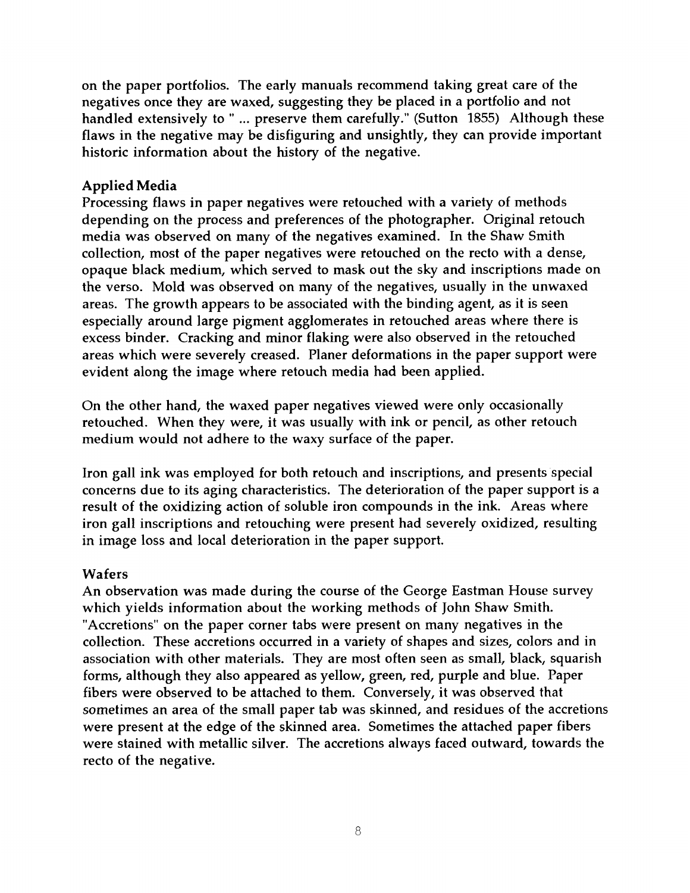on the paper portfolios. The early manuals recommend taking great care of the negatives once they are waxed, suggesting they be placed in a portfolio and not handled extensively to " ... preserve them carefully." (Sutton 1855) Although these flaws in the negative may be disfiguring and unsightly, they can provide important historic information about the history of the negative.

### Applied Media

Processing flaws in paper negatives were retouched with a variety of methods depending on the process and preferences of the photographer. Original retouch media was observed on many of the negatives examined. In the Shaw Smith collection, most of the paper negatives were retouched on the recto with a dense, opaque black medium, which served to mask out the sky and inscriptions made on the verso. Mold was observed on many of the negatives, usually in the unwaxed areas. The growth appears to be associated with the binding agent, as it is seen especially around large pigment agglomerates in retouched areas where there is excess binder. Cracking and minor flaking were also observed in the retouched areas which were severely creased. Planer deformations in the paper support were evident along the image where retouch media had been applied.

On the other hand, the waxed paper negatives viewed were only occasionally retouched. When they were, it was usually with ink or pencil, as other retouch medium would not adhere to the waxy surface of the paper.

Iron gall ink was employed for both retouch and inscriptions, and presents special concerns due to its aging characteristics. The deterioration of the paper support is a result of the oxidizing action of soluble iron compounds in the ink. Areas where iron gall inscriptions and retouching were present had severely oxidized, resulting in image loss and local deterioration in the paper support.

### Wafers

An observation was made during the course of the George Eastman House survey which yields information about the working methods of John Shaw Smith. "Accretions" on the paper corner tabs were present on many negatives in the collection. These accretions occurred in a variety of shapes and sizes, colors and in association with other materials. They are most often seen as small, black, squarish forms, although they also appeared as yellow, green, red, purple and blue. Paper fibers were observed to be attached to them. Conversely, it was observed that sometimes an area of the small paper tab was skinned, and residues of the accretions were present at the edge of the skinned area. Sometimes the attached paper fibers were stained with metallic silver. The accretions always faced outward, towards the recto of the negative.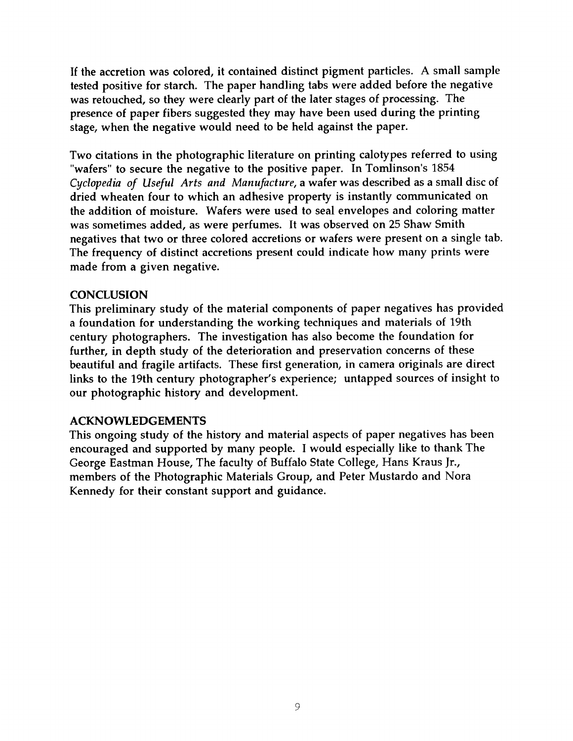If the accretion was colored, it contained distinct pigment particles. A small sample tested positive for starch. The paper handling tabs were added before the negative was retouched, so they were clearly part of the later stages of processing. The presence of paper fibers suggested they may have been used during the printing stage, when the negative would need to be held against the paper.

Two citations in the photographic literature on printing calotypes referred to using "wafers" to secure the negative to the positive paper. In Tomlinson's 1854 *Cyclopedia of Useful Arts and Manufacture*, a wafer was described as a small disc of dried wheaten four to which an adhesive property is instantly communicated on the addition of moisture. Wafers were used to seal envelopes and coloring matter was sometimes added, as were perfumes. It was observed on 25 Shaw Smith negatives that two or three colored accretions or wafers were present on a single tab. The frequency of distinct accretions present could indicate how many prints were made from a given negative.

## CONCLUSION

This preliminary study of the material components of paper negatives has provided a foundation for understanding the working techniques and materials of 19th century photographers. The investigation has also become the foundation for further, in depth study of the deterioration and preservation concerns of these beautiful and fragile artifacts. These first generation, in camera originals are direct links to the 19th century photographer's experience; untapped sources of insight to our photographic history and development.

## ACKNOWLEDGEMENTS

This ongoing study of the history and material aspects of paper negatives has been encouraged and supported by many people. I would especially like to thank The George Eastman House, The faculty of Buffalo State College, Hans Kraus Jr., members of the Photographic Materials Group, and Peter Mustardo and Nora Kennedy for their constant support and guidance.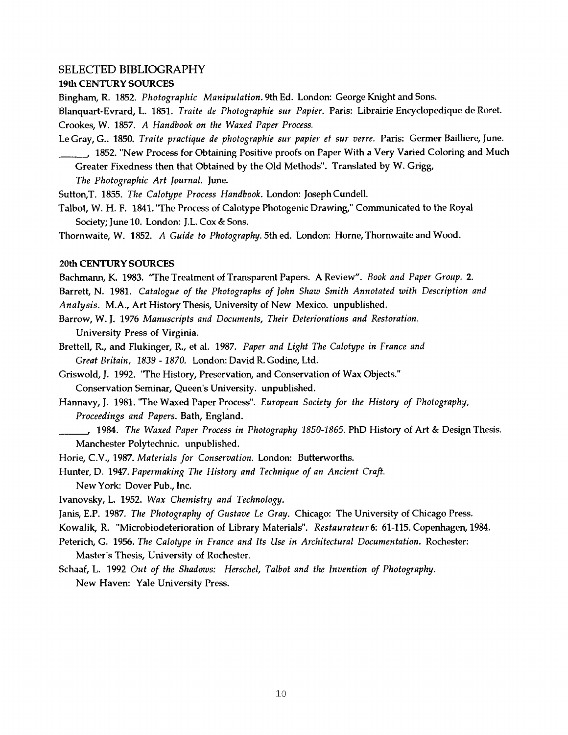## SELECTED BIBLIOGRAPHY

### 19th CENTURY SOURCES

Bingham, R. 1852. *Photographic Manipulation.* 9th Ed. London: George Knight and Sons.

Blanquart-Evrard, L. 1851. *Traite de Photographie sur Papier.* Paris: Librairie Encyclopedique de Roret.

Crookes, W. 1857. *A Handbook on the Waxed Paper Process.*

Le Gray, G.. 1850. *Traite practique de photographie sur papier et sur verre.* Paris: Germer Bailliere, June.

______, 1852. "New Process for Obtaining Positive proofs on Paper With a Very Varied Coloring and Much Greater Fixedness then that Obtained by the Old Methods". Translated by W. Grigg, *The Photographic Art Journal.* June.

Sutton,T. 1855. *The Calotype Process Handbook.* London: Joseph Cundell.

Talbot, W. H. F. 1841. "The Process of Calotype Photogenic Drawing," Communicated to the Royal Society; June 10. London: J.L. Cox & Sons.

Thornwaite, W. 1852. *A Guide to Photography.* 5th ed. London: Horne, Thornwaite and Wood.

### 20th CENTURY SOURCES

Bachmann, K. 1983. "The Treatment of Transparent Papers. A Review". *Book and Paper Group.* **2.**

Barrett, N. 1981. *Catalogue of the Photographs of John Shaw Smith Annotated with Description and Analysis.* M.A., Art History Thesis, University of New Mexico. unpublished.

Barrow, W. J. 1976 *Manuscripts and Documents, Their Deteriorations and Restoration.* University Press of Virginia.

Brettell, R., and Flukinger, R., et al. 1987. *Paper and Light The Calotype in France and Great Britain, 1839 - 1870.* London: David R. Godine, Ltd.

Griswold, J. 1992. "The History, Preservation, and Conservation of Wax Objects." Conservation Seminar, Queen's University. unpublished.

Hannavy, J. 1981. "The Waxed Paper Process". *European Society for the History of Photography, Proceedings and Papers.* Bath, England.

______, 1984. *The Waxed Paper Process in Photography 1850-1865.* PhD History of Art & Design Thesis. Manchester Polytechnic. unpublished.

Horie, C.V., 1987. *Materials for Conservation.* London: Butterworths.

Hunter, D. 1947. *Papermaking The History and Technique of an Ancient Craft.* New York: Dover Pub., Inc.

Ivanovsky, L. 1952. *Wax Chemistry and Technology.*

Janis, E.P. 1987. *The Photography of Gustave Le Gray.* Chicago: The University of Chicago Press.

Kowalik, R. "Microbiodeterioration of Library Materials". *Restaurateur* **6**: 61-115. Copenhagen, 1984.

Peterich, G. 1956. *The Calotype in France and Its Use in Architectural Documentation.* Rochester: Master's Thesis, University of Rochester.

Schaaf, L. 1992 *Out of the Shadows: Herschel, Talbot and the Invention of Photography.* New Haven: Yale University Press.